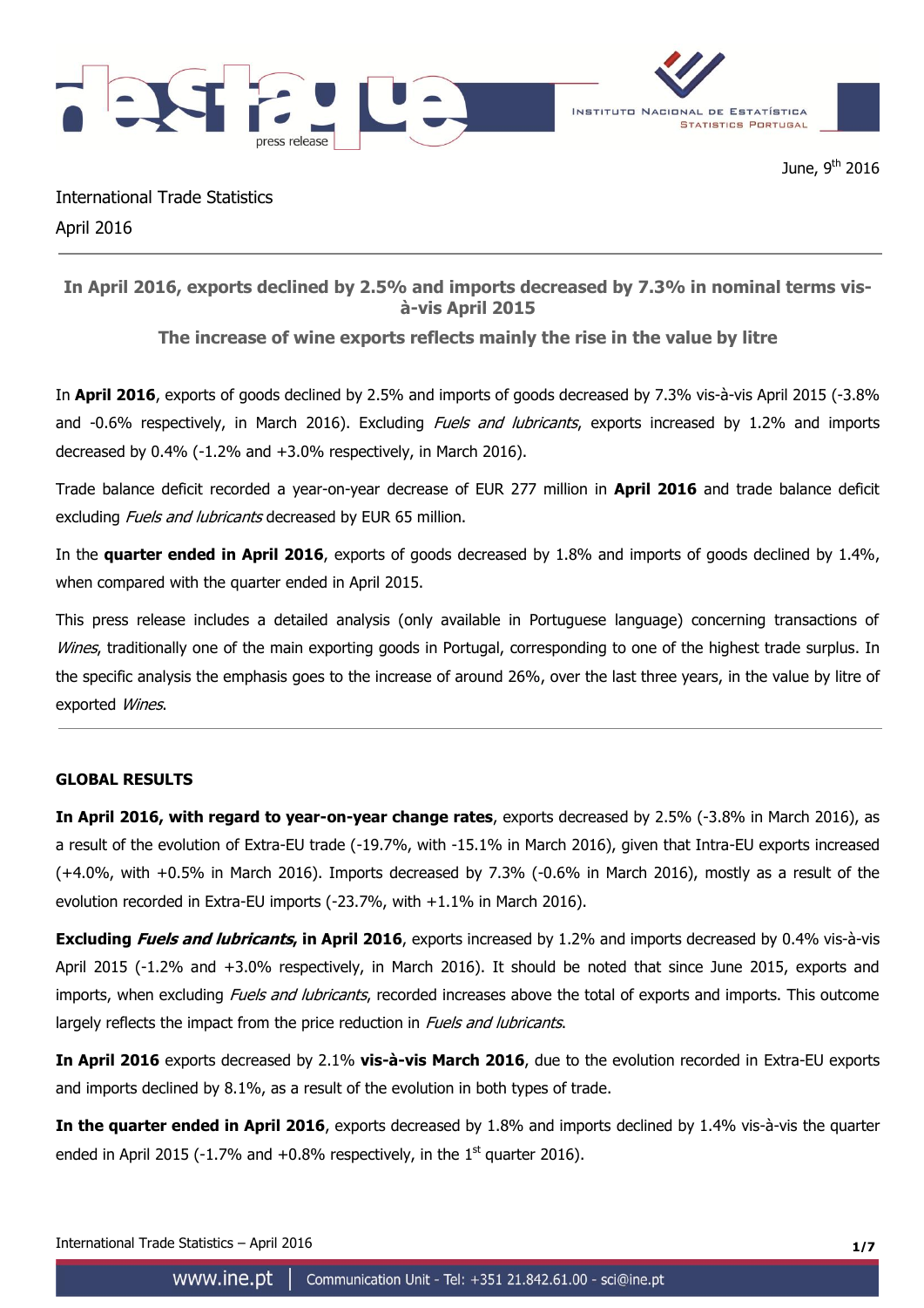June, 9th 2016

International Trade Statistics

April 2016

## In April 2016, exports declined by 2.5% and imports decreased by 7.3% in nominal terms vis-à-vis April 2015

## The increase of wine exports reflects mainly the rise in the value by litre

In **April 2016**, exports of goods declined by 2.5% and imports of goods decreased by 7.3% vis-à-vis April 2015 (-3.8% and -0.6% respectively, in March 2016). Excluding *Fuels and lubricants*, exports increased by 1.2% and imports decreased by 0.4% (-1.2% and +3.0% respectively, in March 2016).

Trade balance deficit recorded a year-on-year decrease of EUR 277 million in **April 2016** and trade balance deficit excluding *Fuels and lubricants* decreased by EUR 65 million.

In the **quarter ended in April 2016**, exports of goods decreased by 1.8% and imports of goods declined by 1.4%, when compared with the quarter ended in April 2015.

This press release includes a detailed analysis (only available in Portuguese language) concerning transactions of *Wines*, traditionally one of the main exporting goods in Portugal, corresponding to one of the highest trade surplus. In the specific analysis the emphasis goes to the increase of around 26%, over the last three years, in the value by litre of exported *Wines*.

### GLOBAL RESULTS

**In April 2016, with regard to year-on-year change rates**, exports decreased by 2.5% (-3.8% in March 2016), as a result of the evolution of Extra-EU trade (-19.7%, with -15.1% in March 2016), given that Intra-EU exports increased (+4.0%, with +0.5% in March 2016). Imports decreased by 7.3% (-0.6% in March 2016), mostly as a result of the evolution recorded in Extra-EU imports (-23.7%, with +1.1% in March 2016).

**Excluding *Fuels and lubricants*, in April 2016**, exports increased by 1.2% and imports decreased by 0.4% vis-à-vis April 2015 (-1.2% and +3.0% respectively, in March 2016). It should be noted that since June 2015, exports and imports, when excluding *Fuels and lubricants*, recorded increases above the total of exports and imports. This outcome largely reflects the impact from the price reduction in *Fuels and lubricants*.

**In April 2016** exports decreased by 2.1% **vis-à-vis March 2016**, due to the evolution recorded in Extra-EU exports and imports declined by 8.1%, as a result of the evolution in both types of trade.

**In the quarter ended in April 2016**, exports decreased by 1.8% and imports declined by 1.4% vis-à-vis the quarter ended in April 2015 (-1.7% and +0.8% respectively, in the 1st quarter 2016).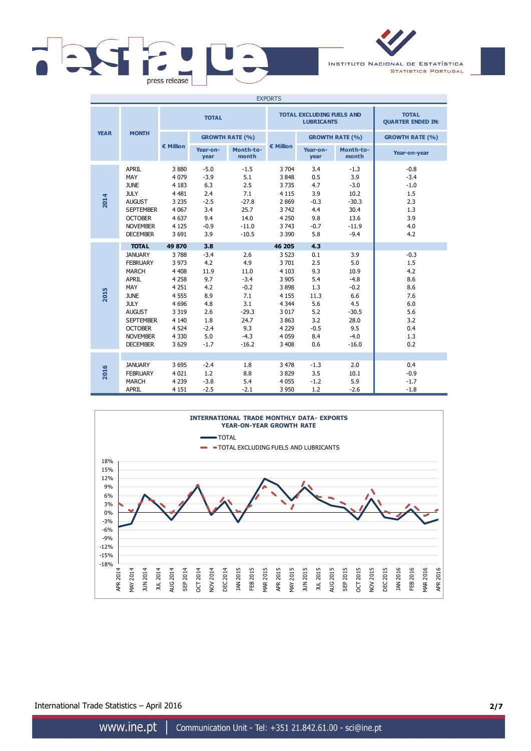## EXPORTS

| YEAR | MONTH | TOTAL | | | TOTAL EXCLUDING FUELS AND LUBRICANTS | | | TOTAL QUARTER ENDED IN: |
|---|---|---|---|---|---|---|---|---|
| | | € Million | GROWTH RATE (%) | | € Million | GROWTH RATE (%) | | GROWTH RATE (%) |
| | | | Year-on-year | Month-to-month | | Year-on-year | Month-to-month | Year-on-year |
| 2014 | APRIL | 3 880 | -5.0 | -1.5 | 3 704 | 3.4 | -1.3 | -0.8 |
| | MAY | 4 079 | -3.9 | 5.1 | 3 848 | 0.5 | 3.9 | -3.4 |
| | JUNE | 4 183 | 6.3 | 2.5 | 3 735 | 4.7 | -3.0 | -1.0 |
| | JULY | 4 481 | 2.4 | 7.1 | 4 115 | 3.9 | 10.2 | 1.5 |
| | AUGUST | 3 235 | -2.5 | -27.8 | 2 869 | -0.3 | -30.3 | 2.3 |
| | SEPTEMBER | 4 067 | 3.4 | 25.7 | 3 742 | 4.4 | 30.4 | 1.3 |
| | OCTOBER | 4 637 | 9.4 | 14.0 | 4 250 | 9.8 | 13.6 | 3.9 |
| | NOVEMBER | 4 125 | -0.9 | -11.0 | 3 743 | -0.7 | -11.9 | 4.0 |
| | DECEMBER | 3 691 | 3.9 | -10.5 | 3 390 | 5.8 | -9.4 | 4.2 |
| | **TOTAL** | **49 870** | **3.8** | | **46 205** | **4.3** | | |
| 2015 | JANUARY | 3 788 | -3.4 | 2.6 | 3 523 | 0.1 | 3.9 | -0.3 |
| | FEBRUARY | 3 973 | 4.2 | 4.9 | 3 701 | 2.5 | 5.0 | 1.5 |
| | MARCH | 4 408 | 11.9 | 11.0 | 4 103 | 9.3 | 10.9 | 4.2 |
| | APRIL | 4 258 | 9.7 | -3.4 | 3 905 | 5.4 | -4.8 | 8.6 |
| | MAY | 4 251 | 4.2 | -0.2 | 3 898 | 1.3 | -0.2 | 8.6 |
| | JUNE | 4 555 | 8.9 | 7.1 | 4 155 | 11.3 | 6.6 | 7.6 |
| | JULY | 4 696 | 4.8 | 3.1 | 4 344 | 5.6 | 4.5 | 6.0 |
| | AUGUST | 3 319 | 2.6 | -29.3 | 3 017 | 5.2 | -30.5 | 5.6 |
| | SEPTEMBER | 4 140 | 1.8 | 24.7 | 3 863 | 3.2 | 28.0 | 3.2 |
| | OCTOBER | 4 524 | -2.4 | 9.3 | 4 229 | -0.5 | 9.5 | 0.4 |
| | NOVEMBER | 4 330 | 5.0 | -4.3 | 4 059 | 8.4 | -4.0 | 1.3 |
| | DECEMBER | 3 629 | -1.7 | -16.2 | 3 408 | 0.6 | -16.0 | 0.2 |
| 2016 | JANUARY | 3 695 | -2.4 | 1.8 | 3 478 | -1.3 | 2.0 | 0.4 |
| | FEBRUARY | 4 021 | 1.2 | 8.8 | 3 829 | 3.5 | 10.1 | -0.9 |
| | MARCH | 4 239 | -3.8 | 5.4 | 4 055 | -1.2 | 5.9 | -1.7 |
| | APRIL | 4 151 | -2.5 | -2.1 | 3 950 | 1.2 | -2.6 | -1.8 |

**INTERNATIONAL TRADE MONTHLY DATA- EXPORTS**
**YEAR-ON-YEAR GROWTH RATE**

— TOTAL
- - TOTAL EXCLUDING FUELS AND LUBRICANTS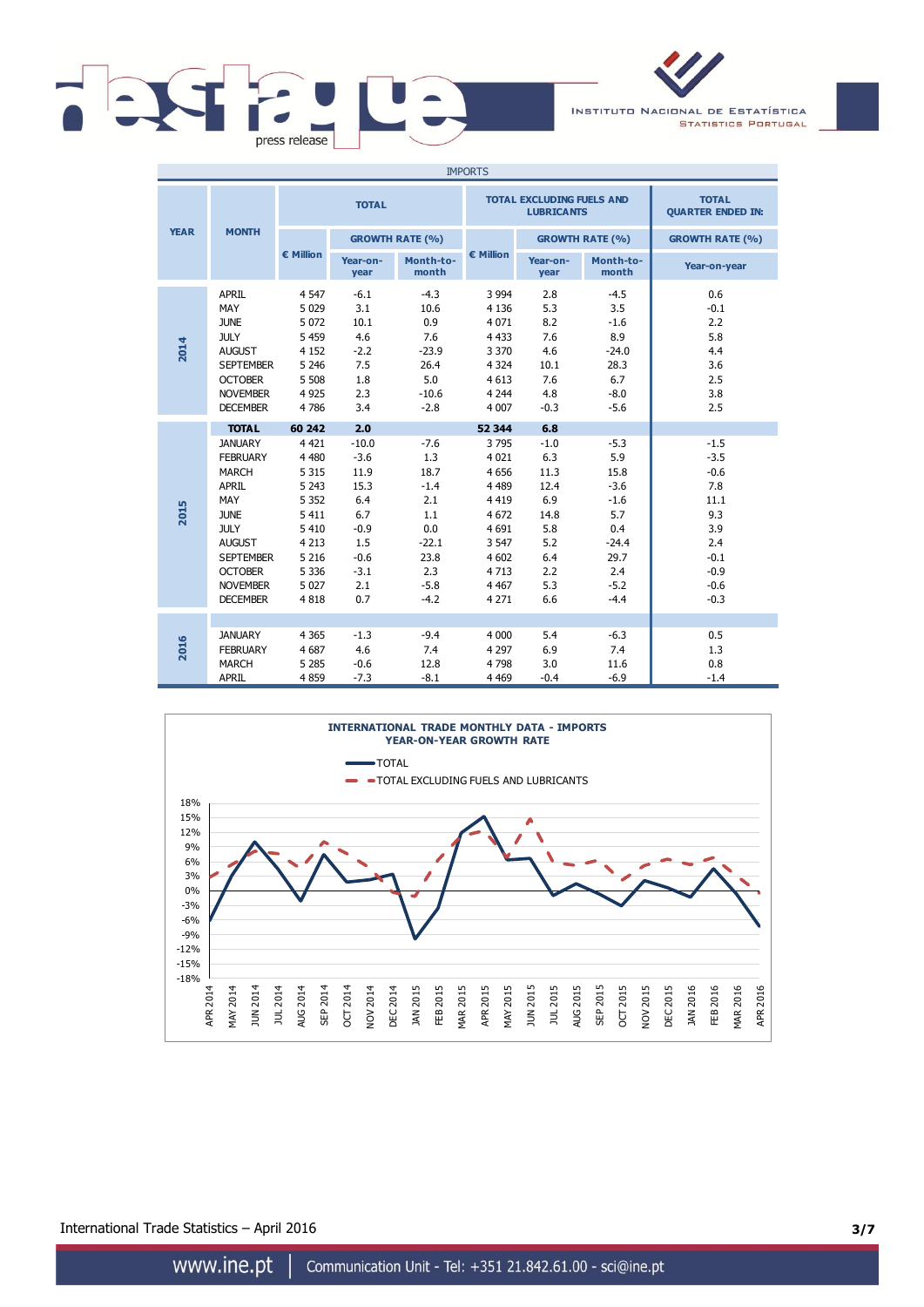IMPORTS

| YEAR | MONTH | TOTAL | | | TOTAL EXCLUDING FUELS AND LUBRICANTS | | | TOTAL QUARTER ENDED IN: |
|---|---|---|---|---|---|---|---|---|
| | | € Million | GROWTH RATE (%) | | € Million | GROWTH RATE (%) | | GROWTH RATE (%) |
| | | | Year-on-year | Month-to-month | | Year-on-year | Month-to-month | Year-on-year |
| 2014 | APRIL | 4 547 | -6.1 | -4.3 | 3 994 | 2.8 | -4.5 | 0.6 |
| | MAY | 5 029 | 3.1 | 10.6 | 4 136 | 5.3 | 3.5 | -0.1 |
| | JUNE | 5 072 | 10.1 | 0.9 | 4 071 | 8.2 | -1.6 | 2.2 |
| | JULY | 5 459 | 4.6 | 7.6 | 4 433 | 7.6 | 8.9 | 5.8 |
| | AUGUST | 4 152 | -2.2 | -23.9 | 3 370 | 4.6 | -24.0 | 4.4 |
| | SEPTEMBER | 5 246 | 7.5 | 26.4 | 4 324 | 10.1 | 28.3 | 3.6 |
| | OCTOBER | 5 508 | 1.8 | 5.0 | 4 613 | 7.6 | 6.7 | 2.5 |
| | NOVEMBER | 4 925 | 2.3 | -10.6 | 4 244 | 4.8 | -8.0 | 3.8 |
| | DECEMBER | 4 786 | 3.4 | -2.8 | 4 007 | -0.3 | -5.6 | 2.5 |
| 2015 | **TOTAL** | **60 242** | **2.0** | | **52 344** | **6.8** | | |
| | JANUARY | 4 421 | -10.0 | -7.6 | 3 795 | -1.0 | -5.3 | -1.5 |
| | FEBRUARY | 4 480 | -3.6 | 1.3 | 4 021 | 6.3 | 5.9 | -3.5 |
| | MARCH | 5 315 | 11.9 | 18.7 | 4 656 | 11.3 | 15.8 | -0.6 |
| | APRIL | 5 243 | 15.3 | -1.4 | 4 489 | 12.4 | -3.6 | 7.8 |
| | MAY | 5 352 | 6.4 | 2.1 | 4 419 | 6.9 | -1.6 | 11.1 |
| | JUNE | 5 411 | 6.7 | 1.1 | 4 672 | 14.8 | 5.7 | 9.3 |
| | JULY | 5 410 | -0.9 | 0.0 | 4 691 | 5.8 | 0.4 | 3.9 |
| | AUGUST | 4 213 | 1.5 | -22.1 | 3 547 | 5.2 | -24.4 | 2.4 |
| | SEPTEMBER | 5 216 | -0.6 | 23.8 | 4 602 | 6.4 | 29.7 | -0.1 |
| | OCTOBER | 5 336 | -3.1 | 2.3 | 4 713 | 2.2 | 2.4 | -0.9 |
| | NOVEMBER | 5 027 | 2.1 | -5.8 | 4 467 | 5.3 | -5.2 | -0.6 |
| | DECEMBER | 4 818 | 0.7 | -4.2 | 4 271 | 6.6 | -4.4 | -0.3 |
| 2016 | JANUARY | 4 365 | -1.3 | -9.4 | 4 000 | 5.4 | -6.3 | 0.5 |
| | FEBRUARY | 4 687 | 4.6 | 7.4 | 4 297 | 6.9 | 7.4 | 1.3 |
| | MARCH | 5 285 | -0.6 | 12.8 | 4 798 | 3.0 | 11.6 | 0.8 |
| | APRIL | 4 859 | -7.3 | -8.1 | 4 469 | -0.4 | -6.9 | -1.4 |

**INTERNATIONAL TRADE MONTHLY DATA - IMPORTS**
**YEAR-ON-YEAR GROWTH RATE**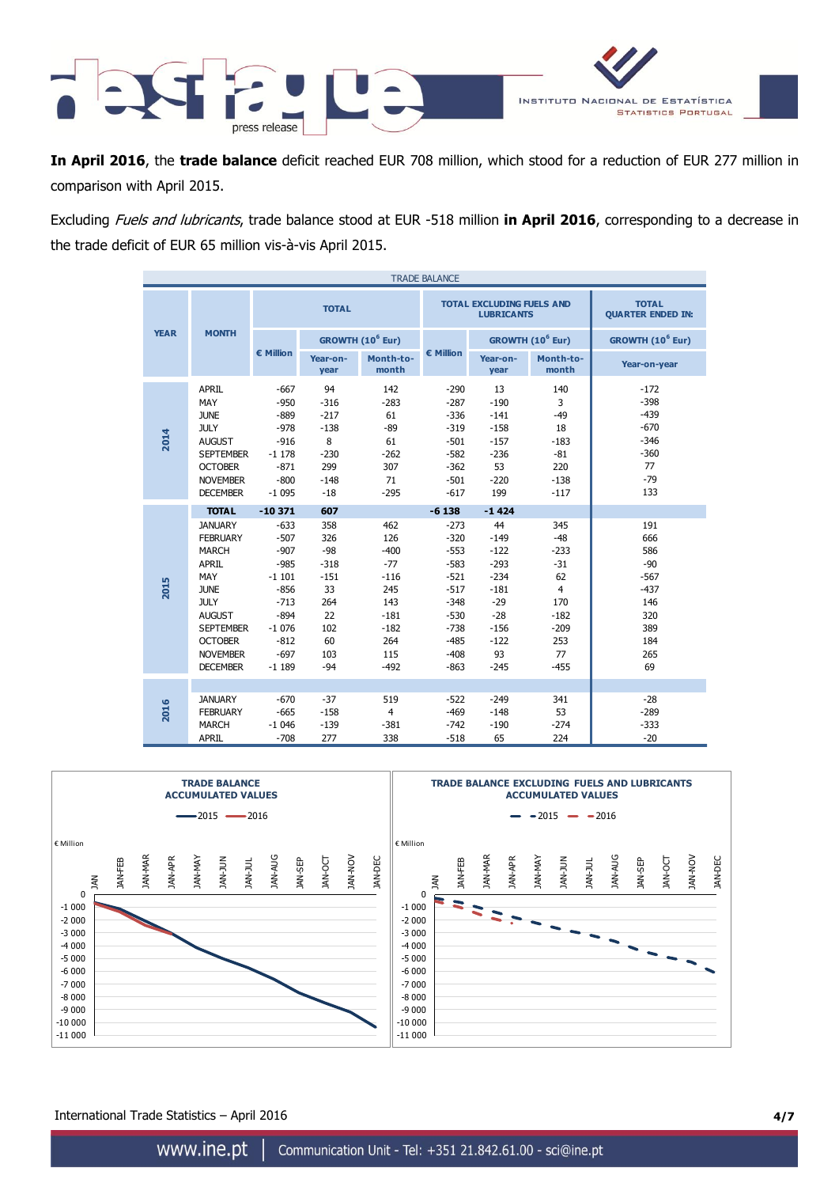**In April 2016**, the **trade balance** deficit reached EUR 708 million, which stood for a reduction of EUR 277 million in comparison with April 2015.

Excluding *Fuels and lubricants*, trade balance stood at EUR -518 million **in April 2016**, corresponding to a decrease in the trade deficit of EUR 65 million vis-à-vis April 2015.

TRADE BALANCE

| YEAR | MONTH | TOTAL | | | TOTAL EXCLUDING FUELS AND LUBRICANTS | | | TOTAL QUARTER ENDED IN: |
|---|---|---|---|---|---|---|---|---|
| | | € Million | GROWTH ($10^6$ Eur) | | € Million | GROWTH ($10^6$ Eur) | | GROWTH ($10^6$ Eur) |
| | | | Year-on-year | Month-to-month | | Year-on-year | Month-to-month | Year-on-year |
| 2014 | APRIL | -667 | 94 | 142 | -290 | 13 | 140 | -172 |
| | MAY | -950 | -316 | -283 | -287 | -190 | 3 | -398 |
| | JUNE | -889 | -217 | 61 | -336 | -141 | -49 | -439 |
| | JULY | -978 | -138 | -89 | -319 | -158 | 18 | -670 |
| | AUGUST | -916 | 8 | 61 | -501 | -157 | -183 | -346 |
| | SEPTEMBER | -1 178 | -230 | -262 | -582 | -236 | -81 | -360 |
| | OCTOBER | -871 | 299 | 307 | -362 | 53 | 220 | 77 |
| | NOVEMBER | -800 | -148 | 71 | -501 | -220 | -138 | -79 |
| | DECEMBER | -1 095 | -18 | -295 | -617 | 199 | -117 | 133 |
| | **TOTAL** | **-10 371** | **607** | | **-6 138** | **-1 424** | | |
| 2015 | JANUARY | -633 | 358 | 462 | -273 | 44 | 345 | 191 |
| | FEBRUARY | -507 | 326 | 126 | -320 | -149 | -48 | 666 |
| | MARCH | -907 | -98 | -400 | -553 | -122 | -233 | 586 |
| | APRIL | -985 | -318 | -77 | -583 | -293 | -31 | -90 |
| | MAY | -1 101 | -151 | -116 | -521 | -234 | 62 | -567 |
| | JUNE | -856 | 33 | 245 | -517 | -181 | 4 | -437 |
| | JULY | -713 | 264 | 143 | -348 | -29 | 170 | 146 |
| | AUGUST | -894 | 22 | -181 | -530 | -28 | -182 | 320 |
| | SEPTEMBER | -1 076 | 102 | -182 | -738 | -156 | -209 | 389 |
| | OCTOBER | -812 | 60 | 264 | -485 | -122 | 253 | 184 |
| | NOVEMBER | -697 | 103 | 115 | -408 | 93 | 77 | 265 |
| | DECEMBER | -1 189 | -94 | -492 | -863 | -245 | -455 | 69 |
| 2016 | JANUARY | -670 | -37 | 519 | -522 | -249 | 341 | -28 |
| | FEBRUARY | -665 | -158 | 4 | -469 | -148 | 53 | -289 |
| | MARCH | -1 046 | -139 | -381 | -742 | -190 | -274 | -333 |
| | APRIL | -708 | 277 | 338 | -518 | 65 | 224 | -20 |

**TRADE BALANCE ACCUMULATED VALUES**

**TRADE BALANCE EXCLUDING FUELS AND LUBRICANTS ACCUMULATED VALUES**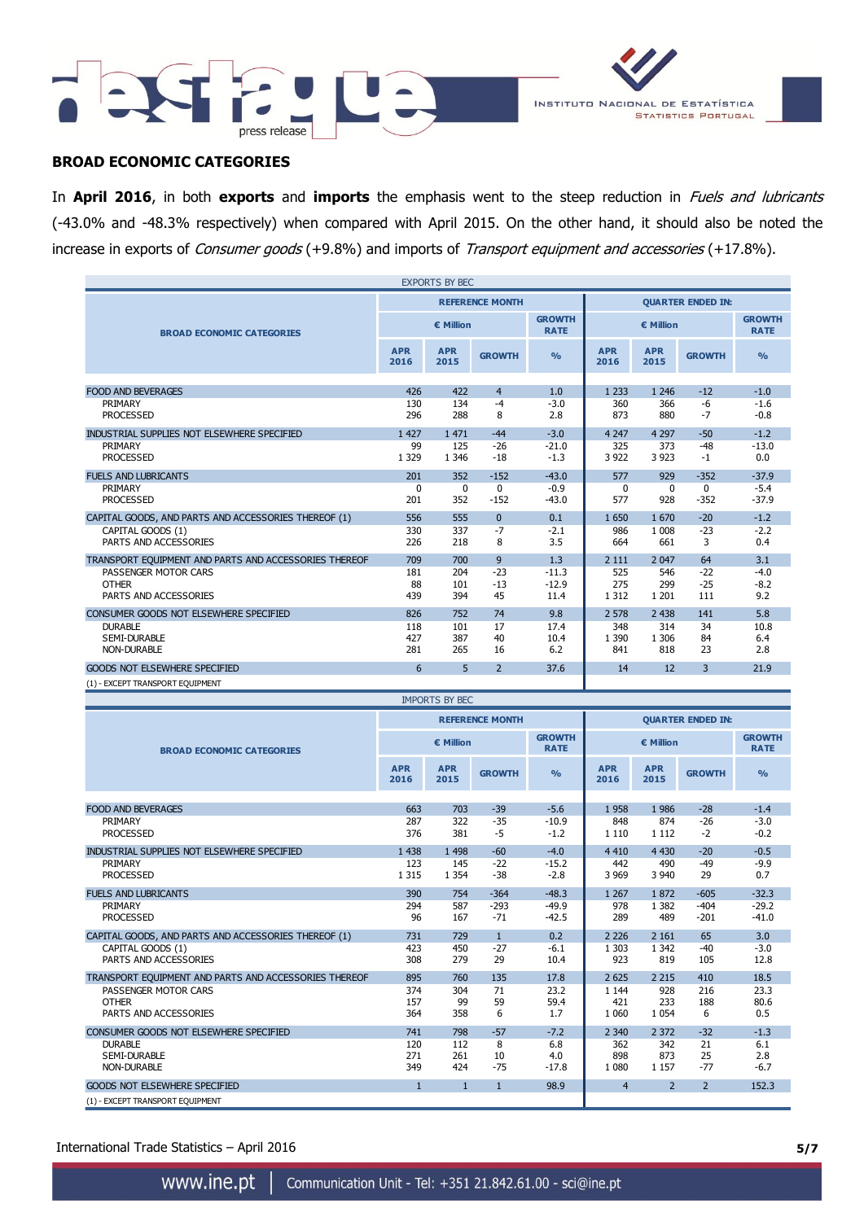## BROAD ECONOMIC CATEGORIES

In **April 2016**, in both **exports** and **imports** the emphasis went to the steep reduction in *Fuels and lubricants* (-43.0% and -48.3% respectively) when compared with April 2015. On the other hand, it should also be noted the increase in exports of *Consumer goods* (+9.8%) and imports of *Transport equipment and accessories* (+17.8%).

EXPORTS BY BEC

| BROAD ECONOMIC CATEGORIES | REFERENCE MONTH | | | | QUARTER ENDED IN: | | | |
|---|---|---|---|---|---|---|---|---|
| | € Million | | | GROWTH RATE | € Million | | | GROWTH RATE |
| | APR 2016 | APR 2015 | GROWTH | % | APR 2016 | APR 2015 | GROWTH | % |
| FOOD AND BEVERAGES | 426 | 422 | 4 | 1.0 | 1 233 | 1 246 | -12 | -1.0 |
| PRIMARY | 130 | 134 | -4 | -3.0 | 360 | 366 | -6 | -1.6 |
| PROCESSED | 296 | 288 | 8 | 2.8 | 873 | 880 | -7 | -0.8 |
| INDUSTRIAL SUPPLIES NOT ELSEWHERE SPECIFIED | 1 427 | 1 471 | -44 | -3.0 | 4 247 | 4 297 | -50 | -1.2 |
| PRIMARY | 99 | 125 | -26 | -21.0 | 325 | 373 | -48 | -13.0 |
| PROCESSED | 1 329 | 1 346 | -18 | -1.3 | 3 922 | 3 923 | -1 | 0.0 |
| FUELS AND LUBRICANTS | 201 | 352 | -152 | -43.0 | 577 | 929 | -352 | -37.9 |
| PRIMARY | 0 | 0 | 0 | -0.9 | 0 | 0 | 0 | -5.4 |
| PROCESSED | 201 | 352 | -152 | -43.0 | 577 | 928 | -352 | -37.9 |
| CAPITAL GOODS, AND PARTS AND ACCESSORIES THEREOF (1) | 556 | 555 | 0 | 0.1 | 1 650 | 1 670 | -20 | -1.2 |
| CAPITAL GOODS (1) | 330 | 337 | -7 | -2.1 | 986 | 1 008 | -23 | -2.2 |
| PARTS AND ACCESSORIES | 226 | 218 | 8 | 3.5 | 664 | 661 | 3 | 0.4 |
| TRANSPORT EQUIPMENT AND PARTS AND ACCESSORIES THEREOF | 709 | 700 | 9 | 1.3 | 2 111 | 2 047 | 64 | 3.1 |
| PASSENGER MOTOR CARS | 181 | 204 | -23 | -11.3 | 525 | 546 | -22 | -4.0 |
| OTHER | 88 | 101 | -13 | -12.9 | 275 | 299 | -25 | -8.2 |
| PARTS AND ACCESSORIES | 439 | 394 | 45 | 11.4 | 1 312 | 1 201 | 111 | 9.2 |
| CONSUMER GOODS NOT ELSEWHERE SPECIFIED | 826 | 752 | 74 | 9.8 | 2 578 | 2 438 | 141 | 5.8 |
| DURABLE | 118 | 101 | 17 | 17.4 | 348 | 314 | 34 | 10.8 |
| SEMI-DURABLE | 427 | 387 | 40 | 10.4 | 1 390 | 1 306 | 84 | 6.4 |
| NON-DURABLE | 281 | 265 | 16 | 6.2 | 841 | 818 | 23 | 2.8 |
| GOODS NOT ELSEWHERE SPECIFIED | 6 | 5 | 2 | 37.6 | 14 | 12 | 3 | 21.9 |

(1) - EXCEPT TRANSPORT EQUIPMENT

IMPORTS BY BEC

| BROAD ECONOMIC CATEGORIES | REFERENCE MONTH | | | | QUARTER ENDED IN: | | | |
|---|---|---|---|---|---|---|---|---|
| | € Million | | | GROWTH RATE | € Million | | | GROWTH RATE |
| | APR 2016 | APR 2015 | GROWTH | % | APR 2016 | APR 2015 | GROWTH | % |
| FOOD AND BEVERAGES | 663 | 703 | -39 | -5.6 | 1 958 | 1 986 | -28 | -1.4 |
| PRIMARY | 287 | 322 | -35 | -10.9 | 848 | 874 | -26 | -3.0 |
| PROCESSED | 376 | 381 | -5 | -1.2 | 1 110 | 1 112 | -2 | -0.2 |
| INDUSTRIAL SUPPLIES NOT ELSEWHERE SPECIFIED | 1 438 | 1 498 | -60 | -4.0 | 4 410 | 4 430 | -20 | -0.5 |
| PRIMARY | 123 | 145 | -22 | -15.2 | 442 | 490 | -49 | -9.9 |
| PROCESSED | 1 315 | 1 354 | -38 | -2.8 | 3 969 | 3 940 | 29 | 0.7 |
| FUELS AND LUBRICANTS | 390 | 754 | -364 | -48.3 | 1 267 | 1 872 | -605 | -32.3 |
| PRIMARY | 294 | 587 | -293 | -49.9 | 978 | 1 382 | -404 | -29.2 |
| PROCESSED | 96 | 167 | -71 | -42.5 | 289 | 489 | -201 | -41.0 |
| CAPITAL GOODS, AND PARTS AND ACCESSORIES THEREOF (1) | 731 | 729 | 1 | 0.2 | 2 226 | 2 161 | 65 | 3.0 |
| CAPITAL GOODS (1) | 423 | 450 | -27 | -6.1 | 1 303 | 1 342 | -40 | -3.0 |
| PARTS AND ACCESSORIES | 308 | 279 | 29 | 10.4 | 923 | 819 | 105 | 12.8 |
| TRANSPORT EQUIPMENT AND PARTS AND ACCESSORIES THEREOF | 895 | 760 | 135 | 17.8 | 2 625 | 2 215 | 410 | 18.5 |
| PASSENGER MOTOR CARS | 374 | 304 | 71 | 23.2 | 1 144 | 928 | 216 | 23.3 |
| OTHER | 157 | 99 | 59 | 59.4 | 421 | 233 | 188 | 80.6 |
| PARTS AND ACCESSORIES | 364 | 358 | 6 | 1.7 | 1 060 | 1 054 | 6 | 0.5 |
| CONSUMER GOODS NOT ELSEWHERE SPECIFIED | 741 | 798 | -57 | -7.2 | 2 340 | 2 372 | -32 | -1.3 |
| DURABLE | 120 | 112 | 8 | 6.8 | 362 | 342 | 21 | 6.1 |
| SEMI-DURABLE | 271 | 261 | 10 | 4.0 | 898 | 873 | 25 | 2.8 |
| NON-DURABLE | 349 | 424 | -75 | -17.8 | 1 080 | 1 157 | -77 | -6.7 |
| GOODS NOT ELSEWHERE SPECIFIED | 1 | 1 | 1 | 98.9 | 4 | 2 | 2 | 152.3 |

(1) - EXCEPT TRANSPORT EQUIPMENT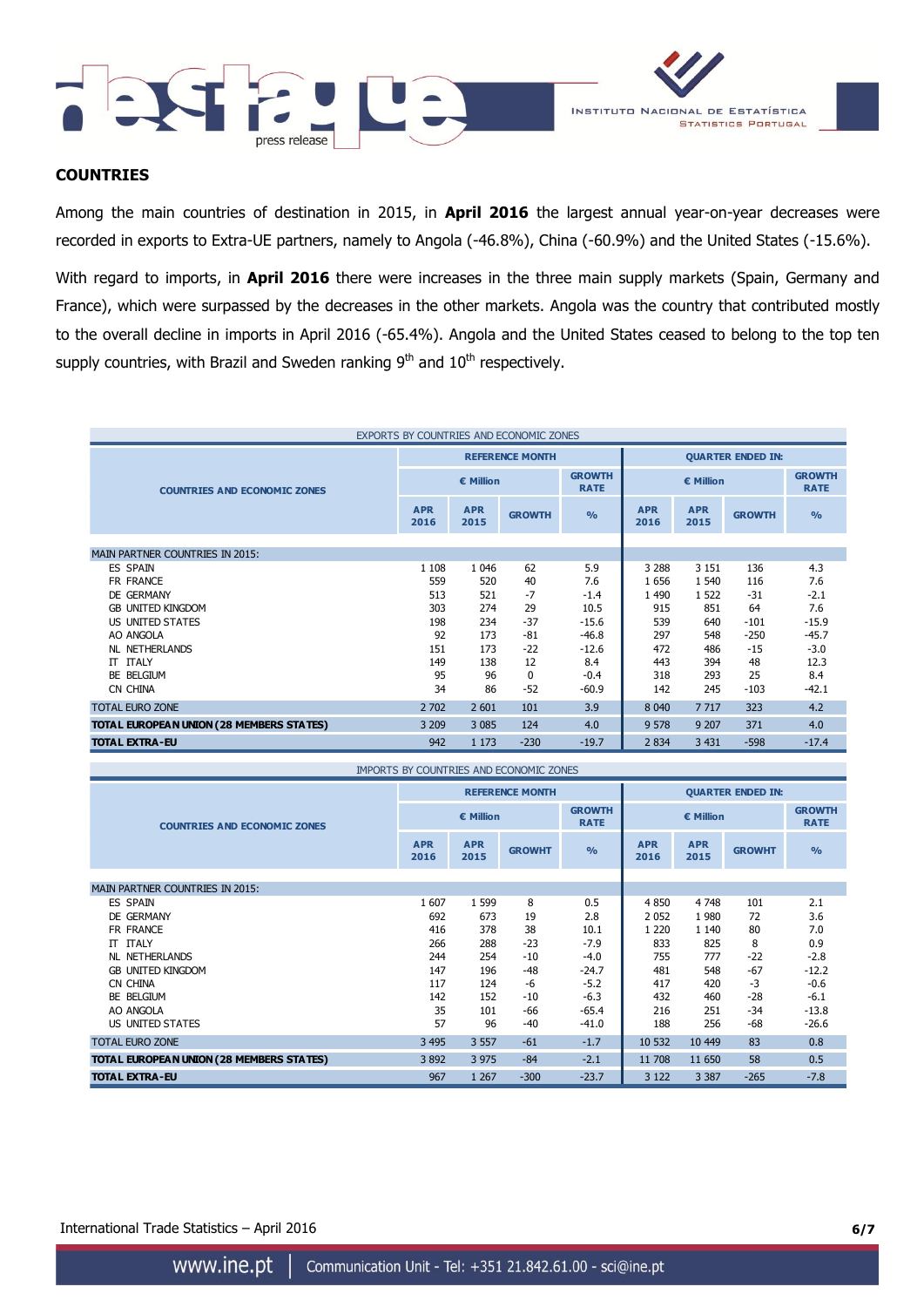## COUNTRIES

Among the main countries of destination in 2015, in **April 2016** the largest annual year-on-year decreases were recorded in exports to Extra-UE partners, namely to Angola (-46.8%), China (-60.9%) and the United States (-15.6%).

With regard to imports, in **April 2016** there were increases in the three main supply markets (Spain, Germany and France), which were surpassed by the decreases in the other markets. Angola was the country that contributed mostly to the overall decline in imports in April 2016 (-65.4%). Angola and the United States ceased to belong to the top ten supply countries, with Brazil and Sweden ranking 9th and 10th respectively.

EXPORTS BY COUNTRIES AND ECONOMIC ZONES

| COUNTRIES AND ECONOMIC ZONES | REFERENCE MONTH | | | | QUARTER ENDED IN: | | | |
|---|---|---|---|---|---|---|---|---|
| | € Million | | | GROWTH RATE | € Million | | | GROWTH RATE |
| | APR 2016 | APR 2015 | GROWTH | % | APR 2016 | APR 2015 | GROWTH | % |
| MAIN PARTNER COUNTRIES IN 2015: | | | | | | | | |
| ES SPAIN | 1 108 | 1 046 | 62 | 5.9 | 3 288 | 3 151 | 136 | 4.3 |
| FR FRANCE | 559 | 520 | 40 | 7.6 | 1 656 | 1 540 | 116 | 7.6 |
| DE GERMANY | 513 | 521 | -7 | -1.4 | 1 490 | 1 522 | -31 | -2.1 |
| GB UNITED KINGDOM | 303 | 274 | 29 | 10.5 | 915 | 851 | 64 | 7.6 |
| US UNITED STATES | 198 | 234 | -37 | -15.6 | 539 | 640 | -101 | -15.9 |
| AO ANGOLA | 92 | 173 | -81 | -46.8 | 297 | 548 | -250 | -45.7 |
| NL NETHERLANDS | 151 | 173 | -22 | -12.6 | 472 | 486 | -15 | -3.0 |
| IT ITALY | 149 | 138 | 12 | 8.4 | 443 | 394 | 48 | 12.3 |
| BE BELGIUM | 95 | 96 | 0 | -0.4 | 318 | 293 | 25 | 8.4 |
| CN CHINA | 34 | 86 | -52 | -60.9 | 142 | 245 | -103 | -42.1 |
| TOTAL EURO ZONE | 2 702 | 2 601 | 101 | 3.9 | 8 040 | 7 717 | 323 | 4.2 |
| **TOTAL EUROPEAN UNION (28 MEMBERS STATES)** | 3 209 | 3 085 | 124 | 4.0 | 9 578 | 9 207 | 371 | 4.0 |
| **TOTAL EXTRA-EU** | 942 | 1 173 | -230 | -19.7 | 2 834 | 3 431 | -598 | -17.4 |

IMPORTS BY COUNTRIES AND ECONOMIC ZONES

| COUNTRIES AND ECONOMIC ZONES | REFERENCE MONTH | | | | QUARTER ENDED IN: | | | |
|---|---|---|---|---|---|---|---|---|
| | € Million | | | GROWTH RATE | € Million | | | GROWTH RATE |
| | APR 2016 | APR 2015 | GROWHT | % | APR 2016 | APR 2015 | GROWHT | % |
| MAIN PARTNER COUNTRIES IN 2015: | | | | | | | | |
| ES SPAIN | 1 607 | 1 599 | 8 | 0.5 | 4 850 | 4 748 | 101 | 2.1 |
| DE GERMANY | 692 | 673 | 19 | 2.8 | 2 052 | 1 980 | 72 | 3.6 |
| FR FRANCE | 416 | 378 | 38 | 10.1 | 1 220 | 1 140 | 80 | 7.0 |
| IT ITALY | 266 | 288 | -23 | -7.9 | 833 | 825 | 8 | 0.9 |
| NL NETHERLANDS | 244 | 254 | -10 | -4.0 | 755 | 777 | -22 | -2.8 |
| GB UNITED KINGDOM | 147 | 196 | -48 | -24.7 | 481 | 548 | -67 | -12.2 |
| CN CHINA | 117 | 124 | -6 | -5.2 | 417 | 420 | -3 | -0.6 |
| BE BELGIUM | 142 | 152 | -10 | -6.3 | 432 | 460 | -28 | -6.1 |
| AO ANGOLA | 35 | 101 | -66 | -65.4 | 216 | 251 | -34 | -13.8 |
| US UNITED STATES | 57 | 96 | -40 | -41.0 | 188 | 256 | -68 | -26.6 |
| TOTAL EURO ZONE | 3 495 | 3 557 | -61 | -1.7 | 10 532 | 10 449 | 83 | 0.8 |
| **TOTAL EUROPEAN UNION (28 MEMBERS STATES)** | 3 892 | 3 975 | -84 | -2.1 | 11 708 | 11 650 | 58 | 0.5 |
| **TOTAL EXTRA-EU** | 967 | 1 267 | -300 | -23.7 | 3 122 | 3 387 | -265 | -7.8 |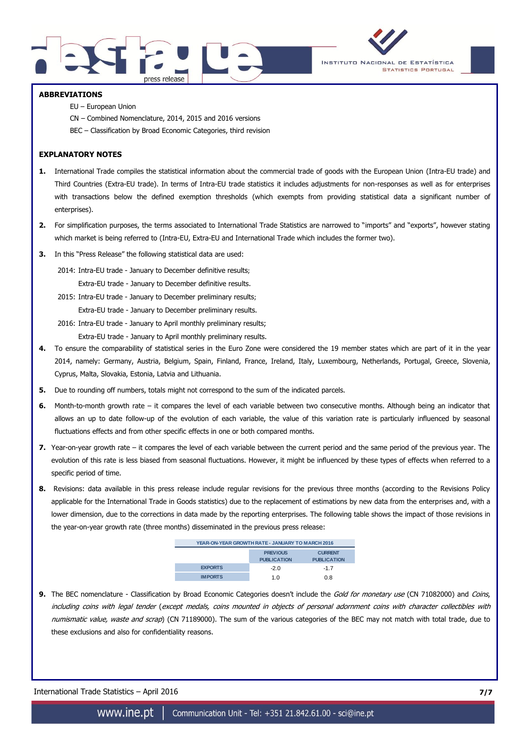## ABBREVIATIONS

EU – European Union

CN – Combined Nomenclature, 2014, 2015 and 2016 versions

BEC – Classification by Broad Economic Categories, third revision

## EXPLANATORY NOTES

1. International Trade compiles the statistical information about the commercial trade of goods with the European Union (Intra-EU trade) and Third Countries (Extra-EU trade). In terms of Intra-EU trade statistics it includes adjustments for non-responses as well as for enterprises with transactions below the defined exemption thresholds (which exempts from providing statistical data a significant number of enterprises).

2. For simplification purposes, the terms associated to International Trade Statistics are narrowed to "imports" and "exports", however stating which market is being referred to (Intra-EU, Extra-EU and International Trade which includes the former two).

3. In this "Press Release" the following statistical data are used:

   2014: Intra-EU trade - January to December definitive results;
   Extra-EU trade - January to December definitive results.

   2015: Intra-EU trade - January to December preliminary results;
   Extra-EU trade - January to December preliminary results.

   2016: Intra-EU trade - January to April monthly preliminary results;
   Extra-EU trade - January to April monthly preliminary results.

4. To ensure the comparability of statistical series in the Euro Zone were considered the 19 member states which are part of it in the year 2014, namely: Germany, Austria, Belgium, Spain, Finland, France, Ireland, Italy, Luxembourg, Netherlands, Portugal, Greece, Slovenia, Cyprus, Malta, Slovakia, Estonia, Latvia and Lithuania.

5. Due to rounding off numbers, totals might not correspond to the sum of the indicated parcels.

6. Month-to-month growth rate – it compares the level of each variable between two consecutive months. Although being an indicator that allows an up to date follow-up of the evolution of each variable, the value of this variation rate is particularly influenced by seasonal fluctuations effects and from other specific effects in one or both compared months.

7. Year-on-year growth rate – it compares the level of each variable between the current period and the same period of the previous year. The evolution of this rate is less biased from seasonal fluctuations. However, it might be influenced by these types of effects when referred to a specific period of time.

8. Revisions: data available in this press release include regular revisions for the previous three months (according to the Revisions Policy applicable for the International Trade in Goods statistics) due to the replacement of estimations by new data from the enterprises and, with a lower dimension, due to the corrections in data made by the reporting enterprises. The following table shows the impact of those revisions in the year-on-year growth rate (three months) disseminated in the previous press release:

| YEAR-ON-YEAR GROWTH RATE - JANUARY TO MARCH 2016 | | |
|---|---|---|
| | PREVIOUS PUBLICATION | CURRENT PUBLICATION |
| EXPORTS | -2.0 | -1.7 |
| IMPORTS | 1.0 | 0.8 |

9. The BEC nomenclature - Classification by Broad Economic Categories doesn't include the *Gold for monetary use* (CN 71082000) and *Coins, including coins with legal tender* (*except medals, coins mounted in objects of personal adornment coins with character collectibles with numismatic value, waste and scrap*) (CN 71189000). The sum of the various categories of the BEC may not match with total trade, due to these exclusions and also for confidentiality reasons.